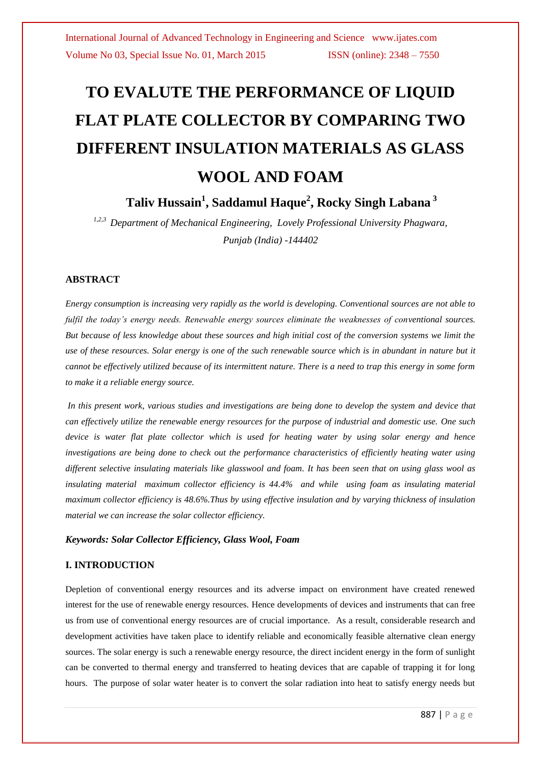# TO EVALUTE THE PERFORMANCE OF LIQUID FLAT PLATE COLLECTOR BY COMPARING TWO DIFFERENT INSULATION MATERIALS AS GLASS WOOL AND FOAM

**Taliv Hussain[1], Saddamul Haque[2], Rocky Singh Labana[3]**

*[1,2,3] Department of Mechanical Engineering, Lovely Professional University Phagwara, Punjab (India) -144402*

## ABSTRACT

*Energy consumption is increasing very rapidly as the world is developing. Conventional sources are not able to fulfil the today's energy needs. Renewable energy sources eliminate the weaknesses of conventional sources. But because of less knowledge about these sources and high initial cost of the conversion systems we limit the use of these resources. Solar energy is one of the such renewable source which is in abundant in nature but it cannot be effectively utilized because of its intermittent nature. There is a need to trap this energy in some form to make it a reliable energy source.*

*In this present work, various studies and investigations are being done to develop the system and device that can effectively utilize the renewable energy resources for the purpose of industrial and domestic use. One such device is water flat plate collector which is used for heating water by using solar energy and hence investigations are being done to check out the performance characteristics of efficiently heating water using different selective insulating materials like glasswool and foam. It has been seen that on using glass wool as insulating material maximum collector efficiency is 44.4% and while using foam as insulating material maximum collector efficiency is 48.6%.Thus by using effective insulation and by varying thickness of insulation material we can increase the solar collector efficiency.*

***Keywords: Solar Collector Efficiency, Glass Wool, Foam***

## I. INTRODUCTION

Depletion of conventional energy resources and its adverse impact on environment have created renewed interest for the use of renewable energy resources. Hence developments of devices and instruments that can free us from use of conventional energy resources are of crucial importance. As a result, considerable research and development activities have taken place to identify reliable and economically feasible alternative clean energy sources. The solar energy is such a renewable energy resource, the direct incident energy in the form of sunlight can be converted to thermal energy and transferred to heating devices that are capable of trapping it for long hours. The purpose of solar water heater is to convert the solar radiation into heat to satisfy energy needs but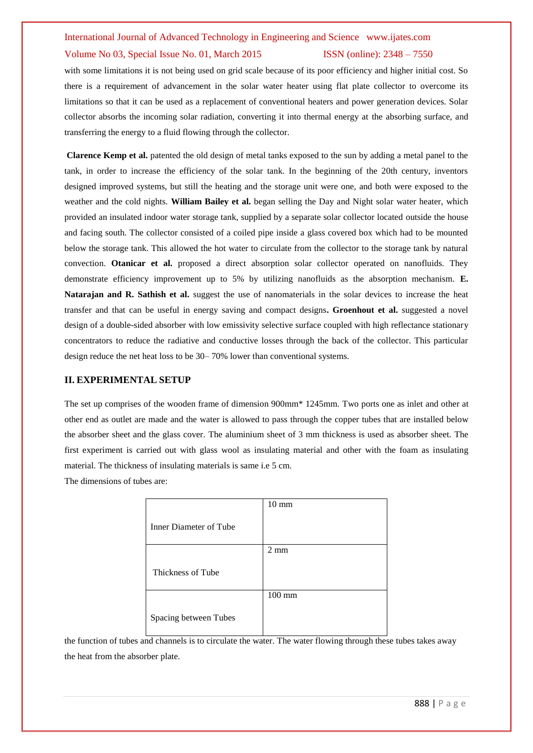with some limitations it is not being used on grid scale because of its poor efficiency and higher initial cost. So there is a requirement of advancement in the solar water heater using flat plate collector to overcome its limitations so that it can be used as a replacement of conventional heaters and power generation devices. Solar collector absorbs the incoming solar radiation, converting it into thermal energy at the absorbing surface, and transferring the energy to a fluid flowing through the collector.

**Clarence Kemp et al.** patented the old design of metal tanks exposed to the sun by adding a metal panel to the tank, in order to increase the efficiency of the solar tank. In the beginning of the 20th century, inventors designed improved systems, but still the heating and the storage unit were one, and both were exposed to the weather and the cold nights. **William Bailey et al.** began selling the Day and Night solar water heater, which provided an insulated indoor water storage tank, supplied by a separate solar collector located outside the house and facing south. The collector consisted of a coiled pipe inside a glass covered box which had to be mounted below the storage tank. This allowed the hot water to circulate from the collector to the storage tank by natural convection. **Otanicar et al.** proposed a direct absorption solar collector operated on nanofluids. They demonstrate efficiency improvement up to 5% by utilizing nanofluids as the absorption mechanism. **E. Natarajan and R. Sathish et al.** suggest the use of nanomaterials in the solar devices to increase the heat transfer and that can be useful in energy saving and compact designs**. Groenhout et al.** suggested a novel design of a double-sided absorber with low emissivity selective surface coupled with high reflectance stationary concentrators to reduce the radiative and conductive losses through the back of the collector. This particular design reduce the net heat loss to be 30– 70% lower than conventional systems.

## II. EXPERIMENTAL SETUP

The set up comprises of the wooden frame of dimension 900mm* 1245mm. Two ports one as inlet and other at other end as outlet are made and the water is allowed to pass through the copper tubes that are installed below the absorber sheet and the glass cover. The aluminium sheet of 3 mm thickness is used as absorber sheet. The first experiment is carried out with glass wool as insulating material and other with the foam as insulating material. The thickness of insulating materials is same i.e 5 cm.

The dimensions of tubes are:

| | |
|---|---|
| Inner Diameter of Tube | 10 mm |
| Thickness of Tube | 2 mm |
| Spacing between Tubes | 100 mm |

the function of tubes and channels is to circulate the water. The water flowing through these tubes takes away the heat from the absorber plate.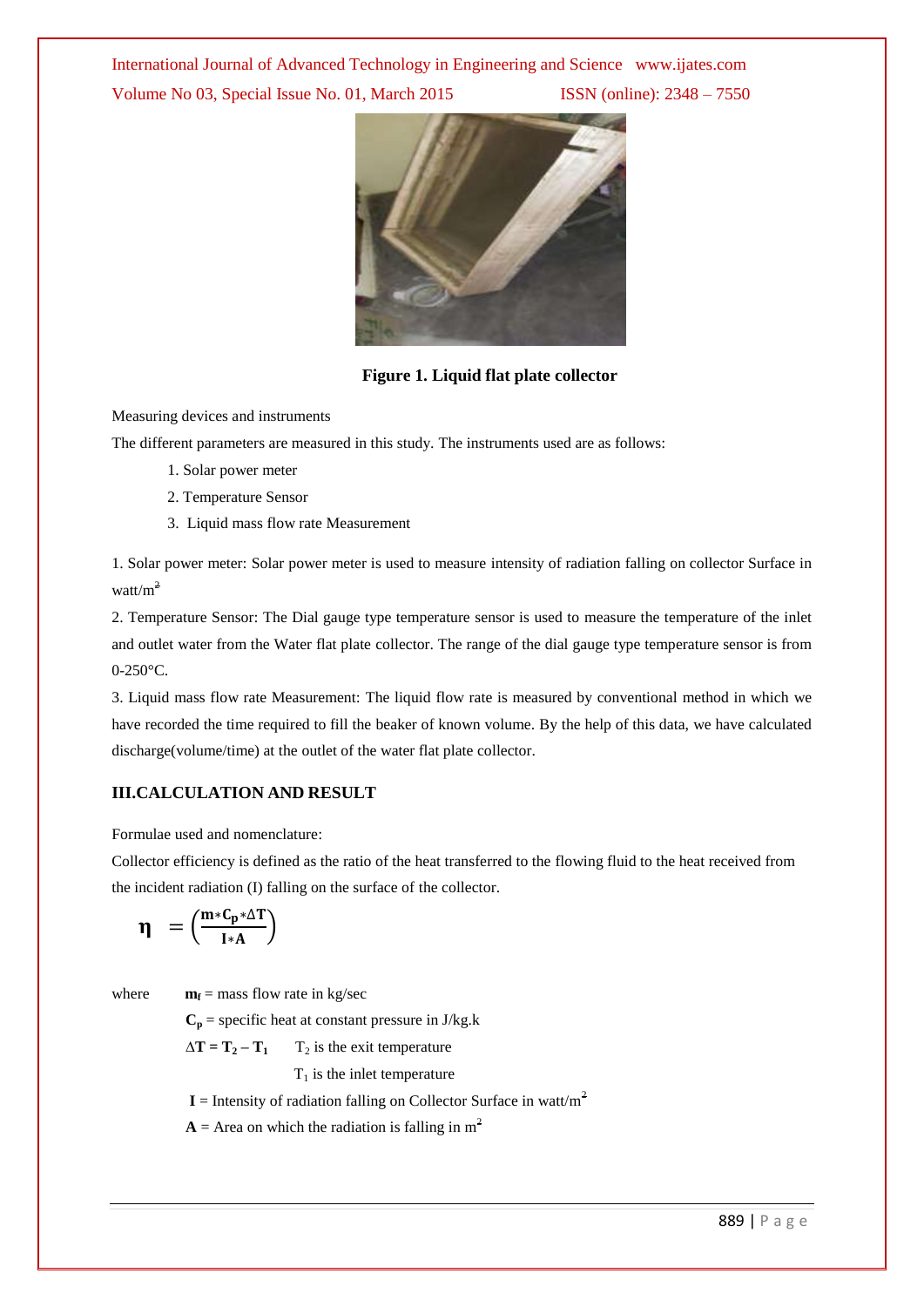**Figure 1. Liquid flat plate collector**

Measuring devices and instruments

The different parameters are measured in this study. The instruments used are as follows:

1. Solar power meter
2. Temperature Sensor
3. Liquid mass flow rate Measurement

1. Solar power meter: Solar power meter is used to measure intensity of radiation falling on collector Surface in watt/$m^2$

2. Temperature Sensor: The Dial gauge type temperature sensor is used to measure the temperature of the inlet and outlet water from the Water flat plate collector. The range of the dial gauge type temperature sensor is from 0-250°C.

3. Liquid mass flow rate Measurement: The liquid flow rate is measured by conventional method in which we have recorded the time required to fill the beaker of known volume. By the help of this data, we have calculated discharge(volume/time) at the outlet of the water flat plate collector.

## III.CALCULATION AND RESULT

Formulae used and nomenclature:

Collector efficiency is defined as the ratio of the heat transferred to the flowing fluid to the heat received from the incident radiation (I) falling on the surface of the collector.

$$\eta = \left(\frac{m * C_p * \Delta T}{I * A}\right)$$

where $m_f$ = mass flow rate in kg/sec

$C_p$ = specific heat at constant pressure in J/kg.k

$\Delta T = T_2 - T_1$ &nbsp;&nbsp; $T_2$ is the exit temperature

$T_1$ is the inlet temperature

$I$ = Intensity of radiation falling on Collector Surface in watt/$m^2$

$A$ = Area on which the radiation is falling in $m^2$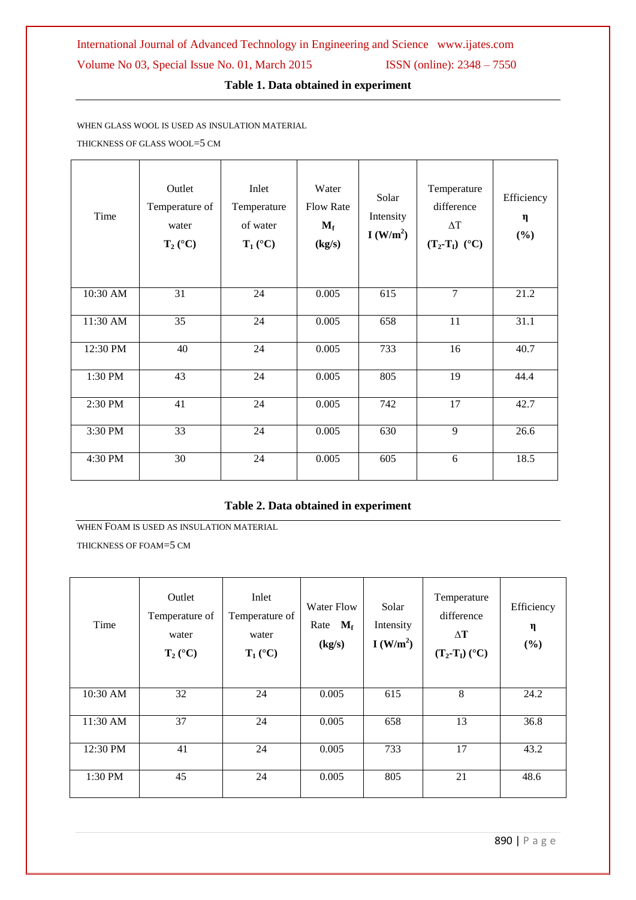**Table 1. Data obtained in experiment**

WHEN GLASS WOOL IS USED AS INSULATION MATERIAL

THICKNESS OF GLASS WOOL=5 CM

| Time | Outlet Temperature of water $T_2$ (°C) | Inlet Temperature of water $T_1$ (°C) | Water Flow Rate $M_f$ (kg/s) | Solar Intensity I (W/m$^2$) | Temperature difference ΔT ($T_2$-$T_1$) (°C) | Efficiency η (%) |
|---|---|---|---|---|---|---|
| 10:30 AM | 31 | 24 | 0.005 | 615 | 7 | 21.2 |
| 11:30 AM | 35 | 24 | 0.005 | 658 | 11 | 31.1 |
| 12:30 PM | 40 | 24 | 0.005 | 733 | 16 | 40.7 |
| 1:30 PM | 43 | 24 | 0.005 | 805 | 19 | 44.4 |
| 2:30 PM | 41 | 24 | 0.005 | 742 | 17 | 42.7 |
| 3:30 PM | 33 | 24 | 0.005 | 630 | 9 | 26.6 |
| 4:30 PM | 30 | 24 | 0.005 | 605 | 6 | 18.5 |

**Table 2. Data obtained in experiment**

WHEN FOAM IS USED AS INSULATION MATERIAL

THICKNESS OF FOAM=5 CM

| Time | Outlet Temperature of water $T_2$ (°C) | Inlet Temperature of water $T_1$ (°C) | Water Flow Rate $M_f$ (kg/s) | Solar Intensity I (W/m$^2$) | Temperature difference ΔT ($T_2$-$T_1$) (°C) | Efficiency η (%) |
|---|---|---|---|---|---|---|
| 10:30 AM | 32 | 24 | 0.005 | 615 | 8 | 24.2 |
| 11:30 AM | 37 | 24 | 0.005 | 658 | 13 | 36.8 |
| 12:30 PM | 41 | 24 | 0.005 | 733 | 17 | 43.2 |
| 1:30 PM | 45 | 24 | 0.005 | 805 | 21 | 48.6 |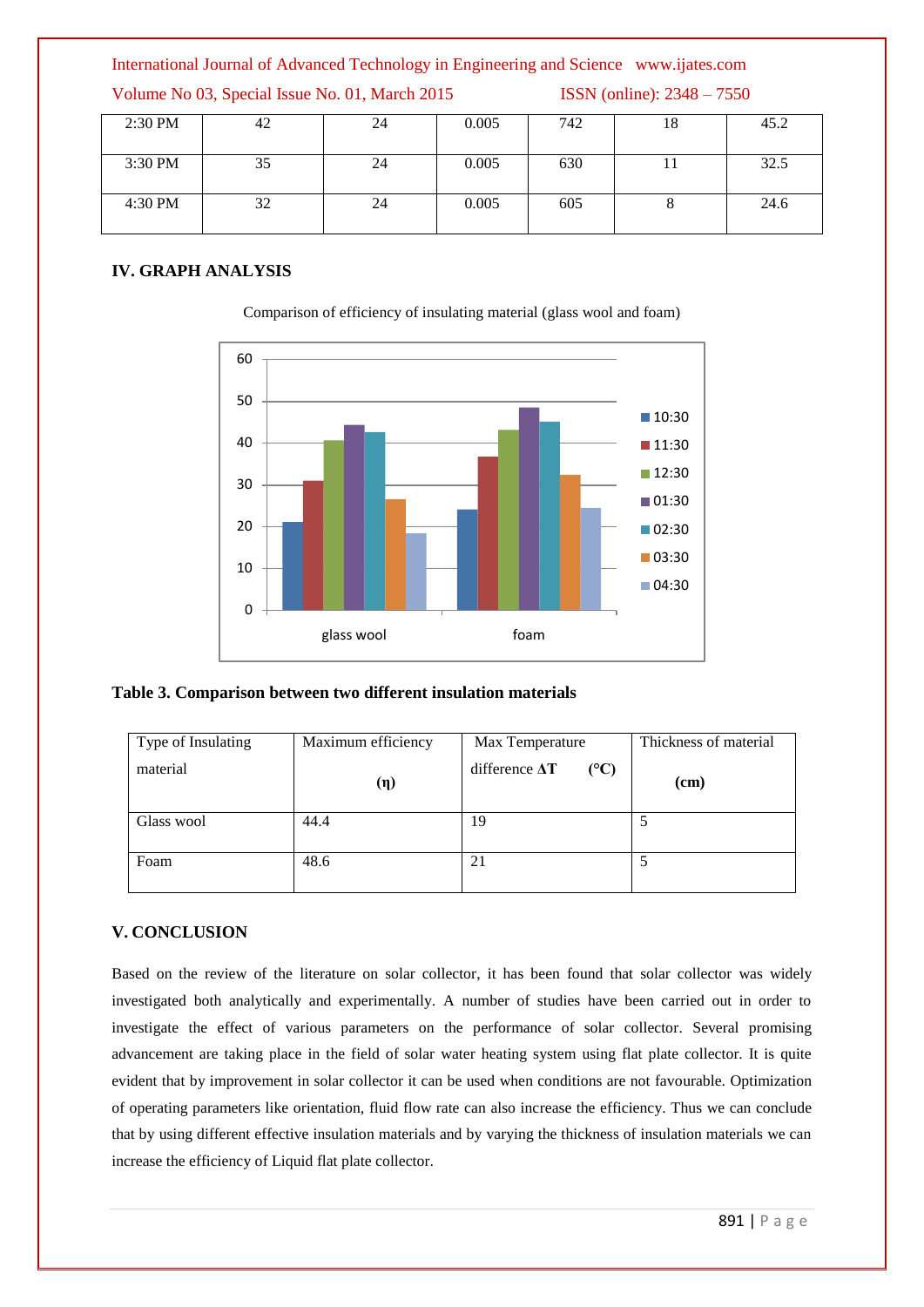| | | | | | | |
|---|---|---|---|---|---|---|
| 2:30 PM | 42 | 24 | 0.005 | 742 | 18 | 45.2 |
| 3:30 PM | 35 | 24 | 0.005 | 630 | 11 | 32.5 |
| 4:30 PM | 32 | 24 | 0.005 | 605 | 8 | 24.6 |

## IV. GRAPH ANALYSIS

Comparison of efficiency of insulating material (glass wool and foam)

60
50
40
30
20
10
0

glass wool
foam

10:30
11:30
12:30
01:30
02:30
03:30
04:30

**Table 3. Comparison between two different insulation materials**

| Type of Insulating material | Maximum efficiency (η) | Max Temperature difference ΔT (°C) | Thickness of material (cm) |
|---|---|---|---|
| Glass wool | 44.4 | 19 | 5 |
| Foam | 48.6 | 21 | 5 |

## V. CONCLUSION

Based on the review of the literature on solar collector, it has been found that solar collector was widely investigated both analytically and experimentally. A number of studies have been carried out in order to investigate the effect of various parameters on the performance of solar collector. Several promising advancement are taking place in the field of solar water heating system using flat plate collector. It is quite evident that by improvement in solar collector it can be used when conditions are not favourable. Optimization of operating parameters like orientation, fluid flow rate can also increase the efficiency. Thus we can conclude that by using different effective insulation materials and by varying the thickness of insulation materials we can increase the efficiency of Liquid flat plate collector.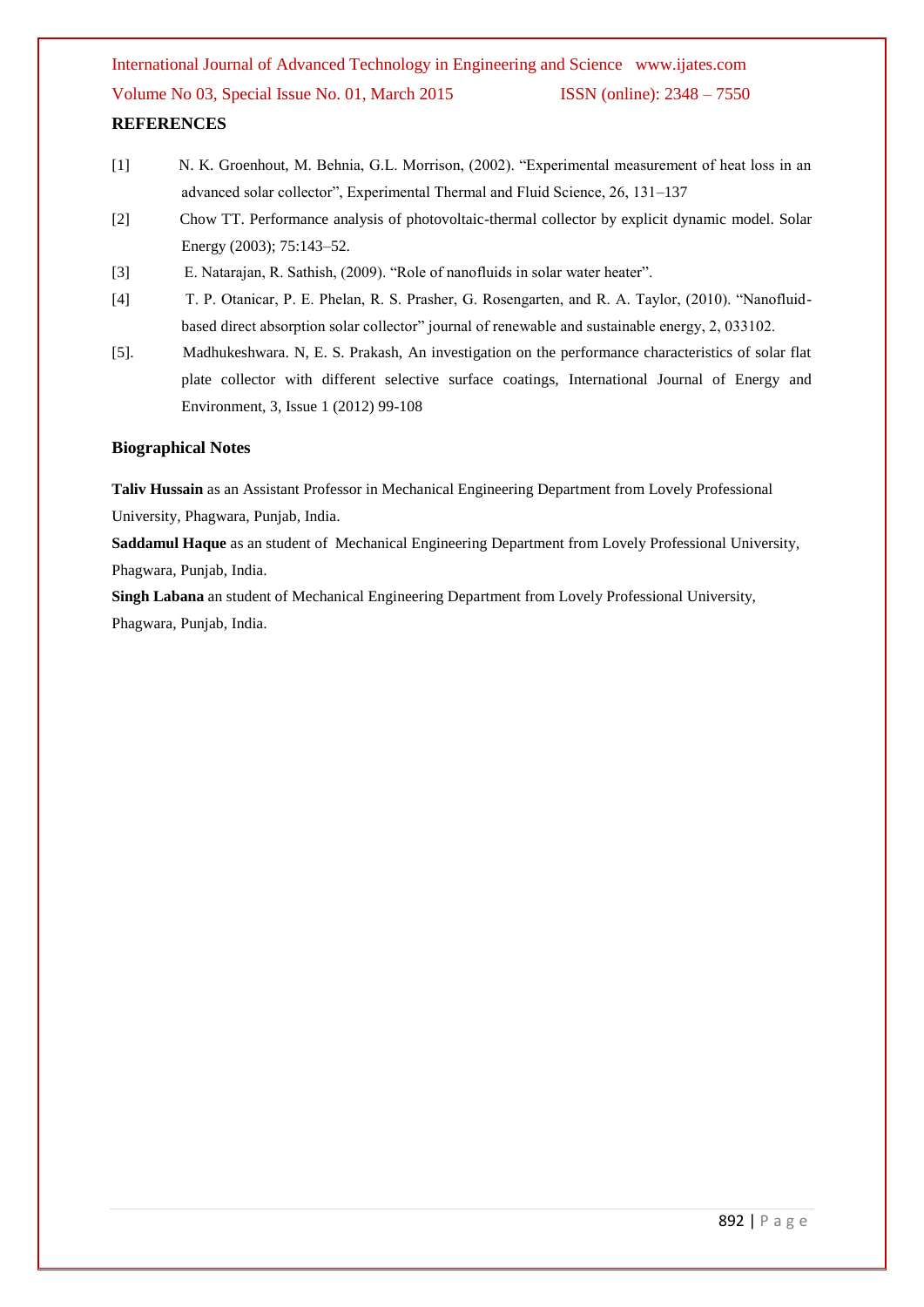## REFERENCES

[1] N. K. Groenhout, M. Behnia, G.L. Morrison, (2002). "Experimental measurement of heat loss in an advanced solar collector", Experimental Thermal and Fluid Science, 26, 131–137

[2] Chow TT. Performance analysis of photovoltaic-thermal collector by explicit dynamic model. Solar Energy (2003); 75:143–52.

[3] E. Natarajan, R. Sathish, (2009). "Role of nanofluids in solar water heater".

[4] T. P. Otanicar, P. E. Phelan, R. S. Prasher, G. Rosengarten, and R. A. Taylor, (2010). "Nanofluid-based direct absorption solar collector" journal of renewable and sustainable energy, 2, 033102.

[5]. Madhukeshwara. N, E. S. Prakash, An investigation on the performance characteristics of solar flat plate collector with different selective surface coatings, International Journal of Energy and Environment, 3, Issue 1 (2012) 99-108

### Biographical Notes

**Taliv Hussain** as an Assistant Professor in Mechanical Engineering Department from Lovely Professional University, Phagwara, Punjab, India.

**Saddamul Haque** as an student of Mechanical Engineering Department from Lovely Professional University, Phagwara, Punjab, India.

**Singh Labana** an student of Mechanical Engineering Department from Lovely Professional University, Phagwara, Punjab, India.